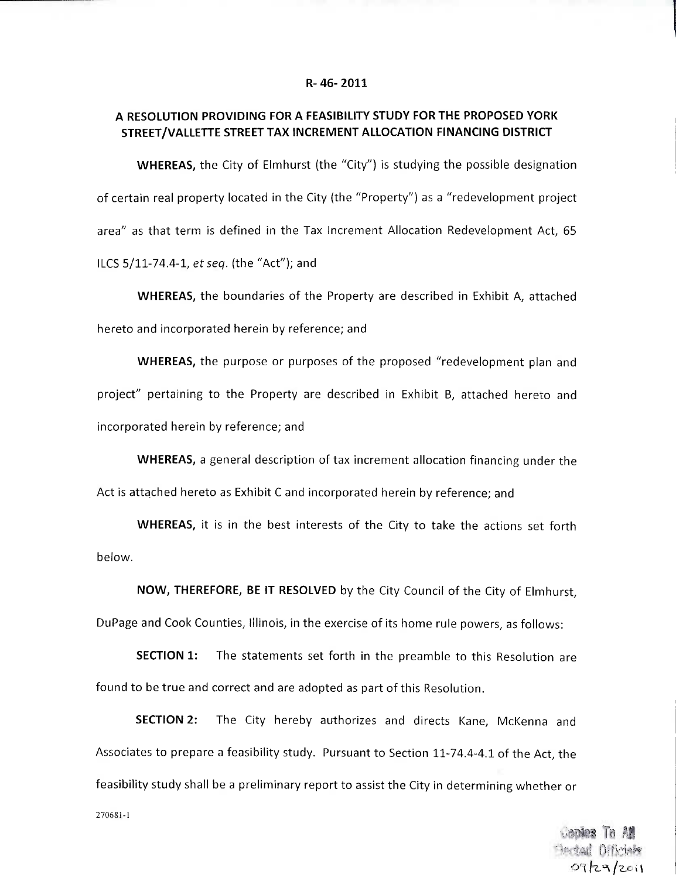**R- 46- 2011**

**A RESOLUTION PROVIDING FOR A FEASIBILITY STUDY FOR THE PROPOSED YORK STREET/VALLETTE STREET TAX INCREMENT ALLOCATION FINANCING DISTRICT**

**WHEREAS,** the City of Elmhurst (the "City") is studying the possible designation of certain real property located in the City (the "Property") as a "redevelopment project area" as that term is defined in the Tax Increment Allocation Redevelopment Act, 65 ILCS 5/11-74.4-1, *et seq.* (the "Act"); and

**WHEREAS,** the boundaries of the Property are described in Exhibit A, attached hereto and incorporated herein by reference; and

**WHEREAS,** the purpose or purposes of the proposed "redevelopment plan and project" pertaining to the Property are described in Exhibit B, attached hereto and incorporated herein by reference; and

**WHEREAS,** a general description of tax increment allocation financing under the Act is attached hereto as Exhibit C and incorporated herein by reference; and

**WHEREAS,** it is in the best interests of the City to take the actions set forth below.

**NOW, THEREFORE, BE IT RESOLVED** by the City Council of the City of Elmhurst, DuPage and Cook Counties, Illinois, in the exercise of its home rule powers, as follows:

**SECTION 1:** The statements set forth in the preamble to this Resolution are found to be true and correct and are adopted as part of this Resolution.

**SECTION 2:** The City hereby authorizes and directs Kane, McKenna and Associates to prepare a feasibility study. Pursuant to Section 11-74.4-4.1 of the Act, the feasibility study shall be a preliminary report to assist the City in determining whether or

270681-1

Copies To All Elected Officials 09/29/2011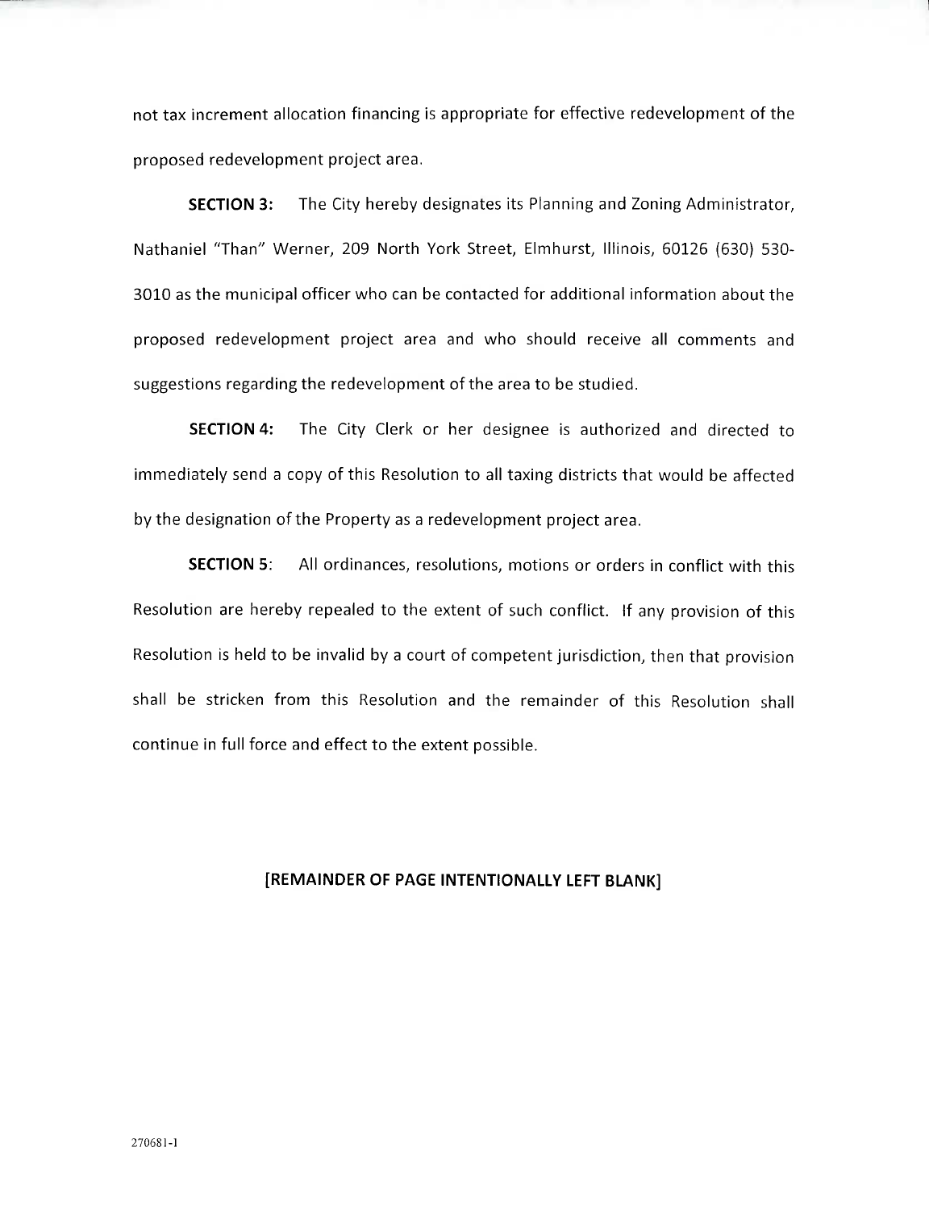not tax increment allocation financing is appropriate for effective redevelopment of the proposed redevelopment project area.

**SECTION 3:** The City hereby designates its Planning and Zoning Administrator, Nathaniel "Than" Werner, 209 North York Street, Elmhurst, Illinois, 60126 (630) 530-3010 as the municipal officer who can be contacted for additional information about the proposed redevelopment project area and who should receive all comments and suggestions regarding the redevelopment of the area to be studied.

**SECTION 4:** The City Clerk or her designee is authorized and directed to immediately send a copy of this Resolution to all taxing districts that would be affected by the designation of the Property as a redevelopment project area.

**SECTION 5**: All ordinances, resolutions, motions or orders in conflict with this Resolution are hereby repealed to the extent of such conflict. If any provision of this Resolution is held to be invalid by a court of competent jurisdiction, then that provision shall be stricken from this Resolution and the remainder of this Resolution shall continue in full force and effect to the extent possible.

**[REMAINDER OF PAGE INTENTIONALLY LEFT BLANK]**

270681-1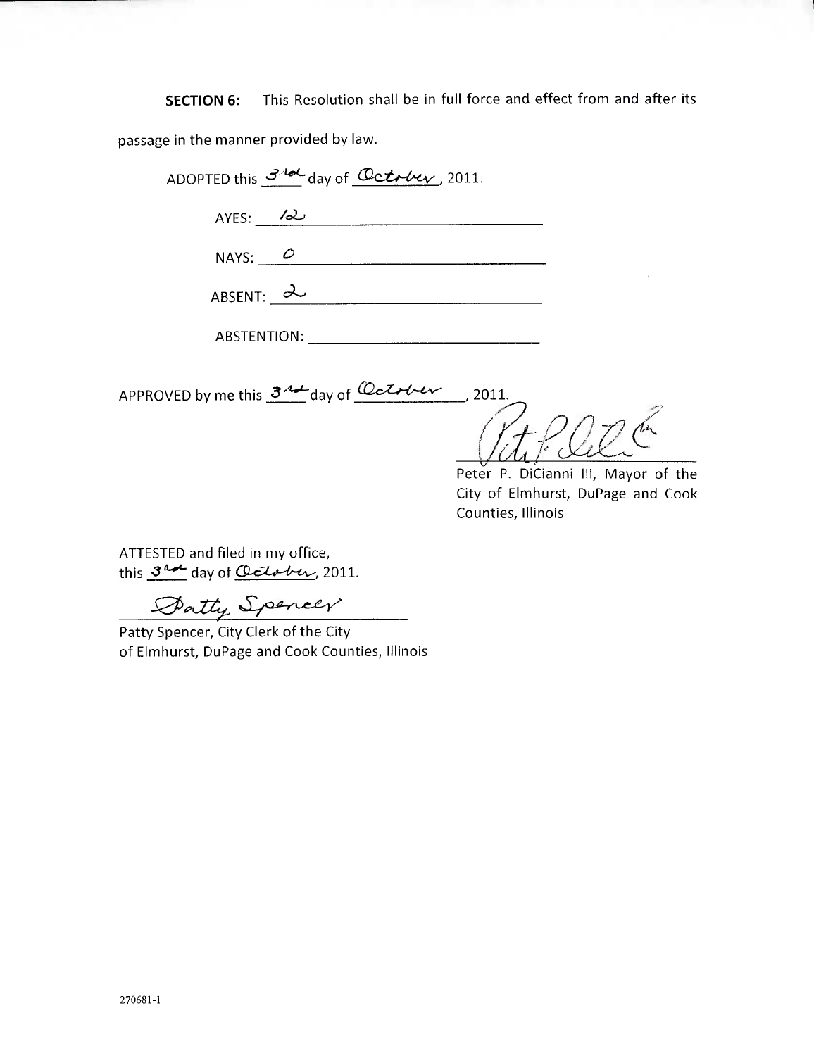**SECTION 6:** This Resolution shall be in full force and effect from and after its passage in the manner provided by law.

ADOPTED this 3rd day of October, 2011.

AYES: 12

NAYS: 0

ABSENT: 2

ABSTENTION: ______________

APPROVED by me this 3rd day of October, 2011.

Peter P. DiCianni III, Mayor of the City of Elmhurst, DuPage and Cook Counties, Illinois

ATTESTED and filed in my office, this 3rd day of October, 2011.

Patty Spencer

Patty Spencer, City Clerk of the City of Elmhurst, DuPage and Cook Counties, Illinois

270681-1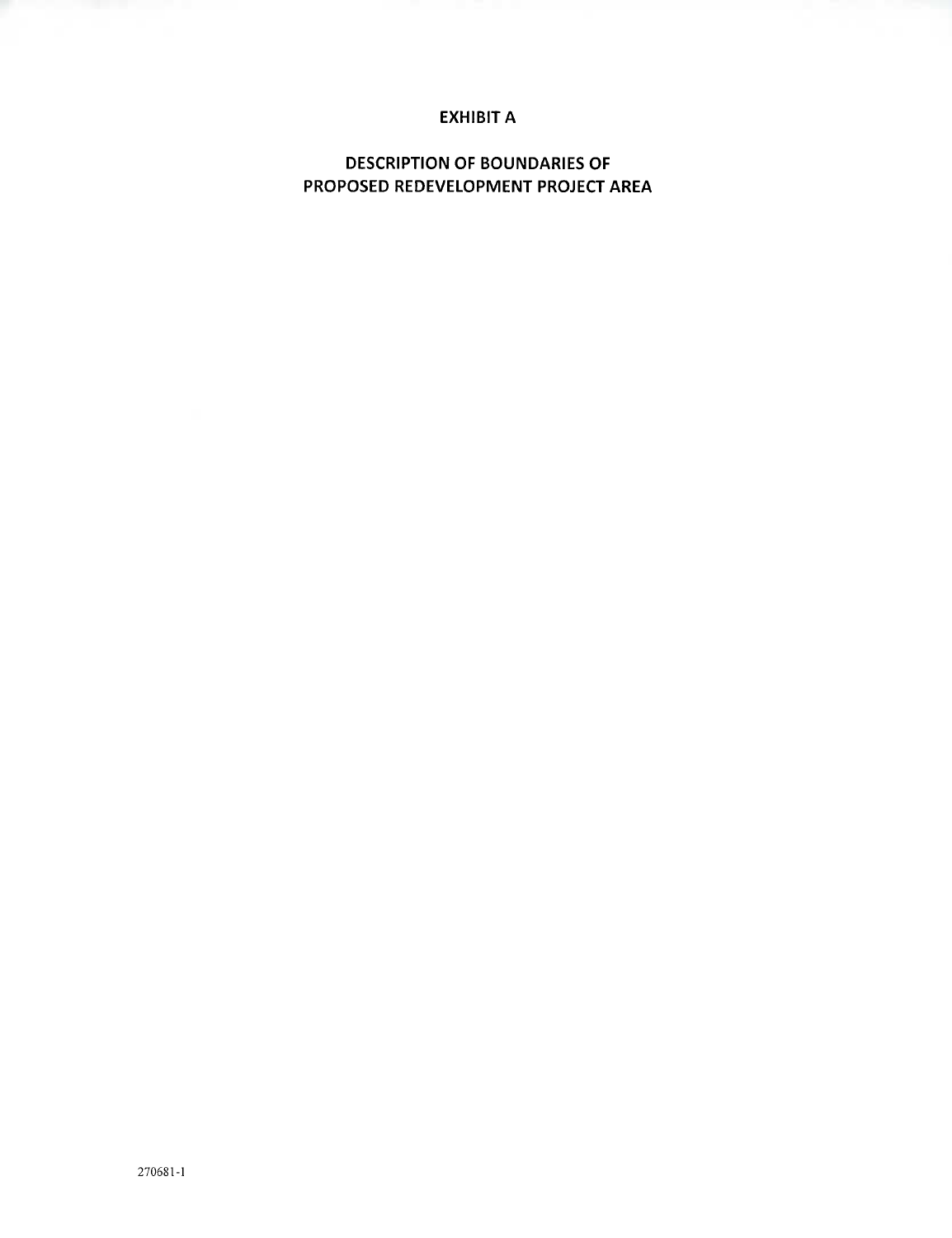# EXHIBIT A

## DESCRIPTION OF BOUNDARIES OF PROPOSED REDEVELOPMENT PROJECT AREA

270681-1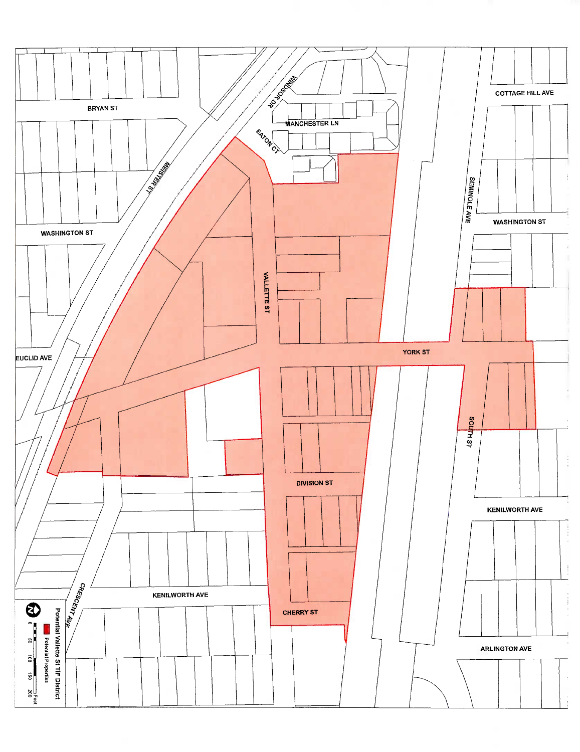# Potential Vallette St TIF District

Potential Properties

0 50 100 150 200 Feet

BRYAN ST

WASHINGTON ST

EUCLID AVE

MEISTER ST

WINDSOR DR

MANCHESTER LN

EATON CT

VALLETTE ST

YORK ST

DIVISION ST

CHERRY ST

KENILWORTH AVE

CRESCENT AVE

COTTAGE HILL AVE

SEMINOLE AVE

WASHINGTON ST

SOUTH ST

KENILWORTH AVE

ARLINGTON AVE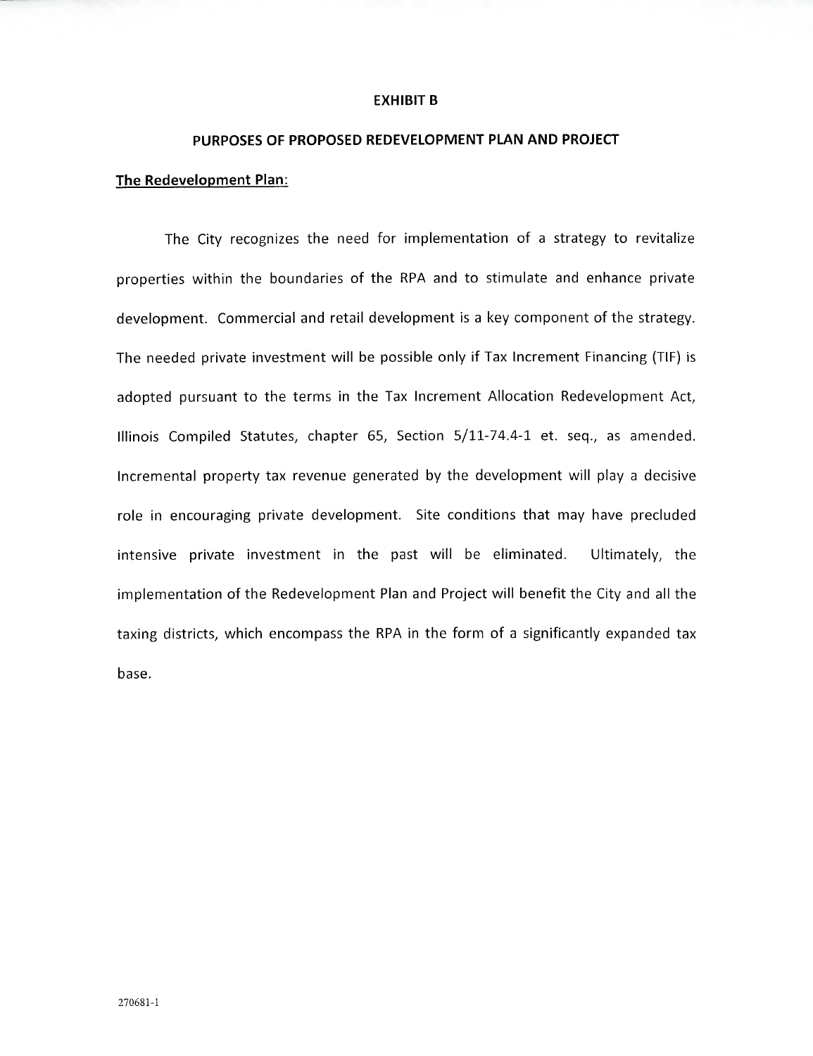# EXHIBIT B

## PURPOSES OF PROPOSED REDEVELOPMENT PLAN AND PROJECT

**The Redevelopment Plan:**

The City recognizes the need for implementation of a strategy to revitalize properties within the boundaries of the RPA and to stimulate and enhance private development. Commercial and retail development is a key component of the strategy. The needed private investment will be possible only if Tax Increment Financing (TIF) is adopted pursuant to the terms in the Tax Increment Allocation Redevelopment Act, Illinois Compiled Statutes, chapter 65, Section 5/11-74.4-1 et. seq., as amended. Incremental property tax revenue generated by the development will play a decisive role in encouraging private development. Site conditions that may have precluded intensive private investment in the past will be eliminated. Ultimately, the implementation of the Redevelopment Plan and Project will benefit the City and all the taxing districts, which encompass the RPA in the form of a significantly expanded tax base.

270681-1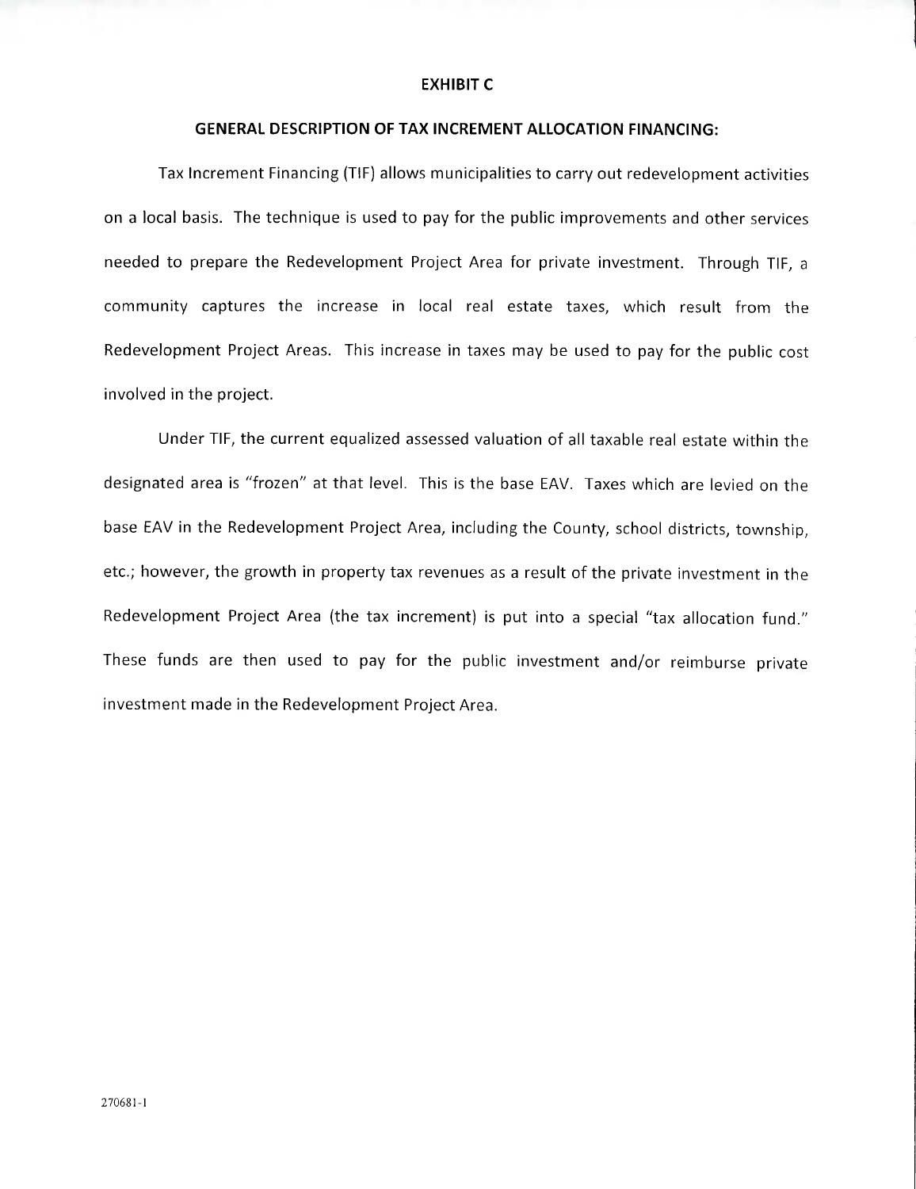# EXHIBIT C

## GENERAL DESCRIPTION OF TAX INCREMENT ALLOCATION FINANCING:

Tax Increment Financing (TIF) allows municipalities to carry out redevelopment activities on a local basis. The technique is used to pay for the public improvements and other services needed to prepare the Redevelopment Project Area for private investment. Through TIF, a community captures the increase in local real estate taxes, which result from the Redevelopment Project Areas. This increase in taxes may be used to pay for the public cost involved in the project.

Under TIF, the current equalized assessed valuation of all taxable real estate within the designated area is "frozen" at that level. This is the base EAV. Taxes which are levied on the base EAV in the Redevelopment Project Area, including the County, school districts, township, etc.; however, the growth in property tax revenues as a result of the private investment in the Redevelopment Project Area (the tax increment) is put into a special "tax allocation fund." These funds are then used to pay for the public investment and/or reimburse private investment made in the Redevelopment Project Area.

270681-1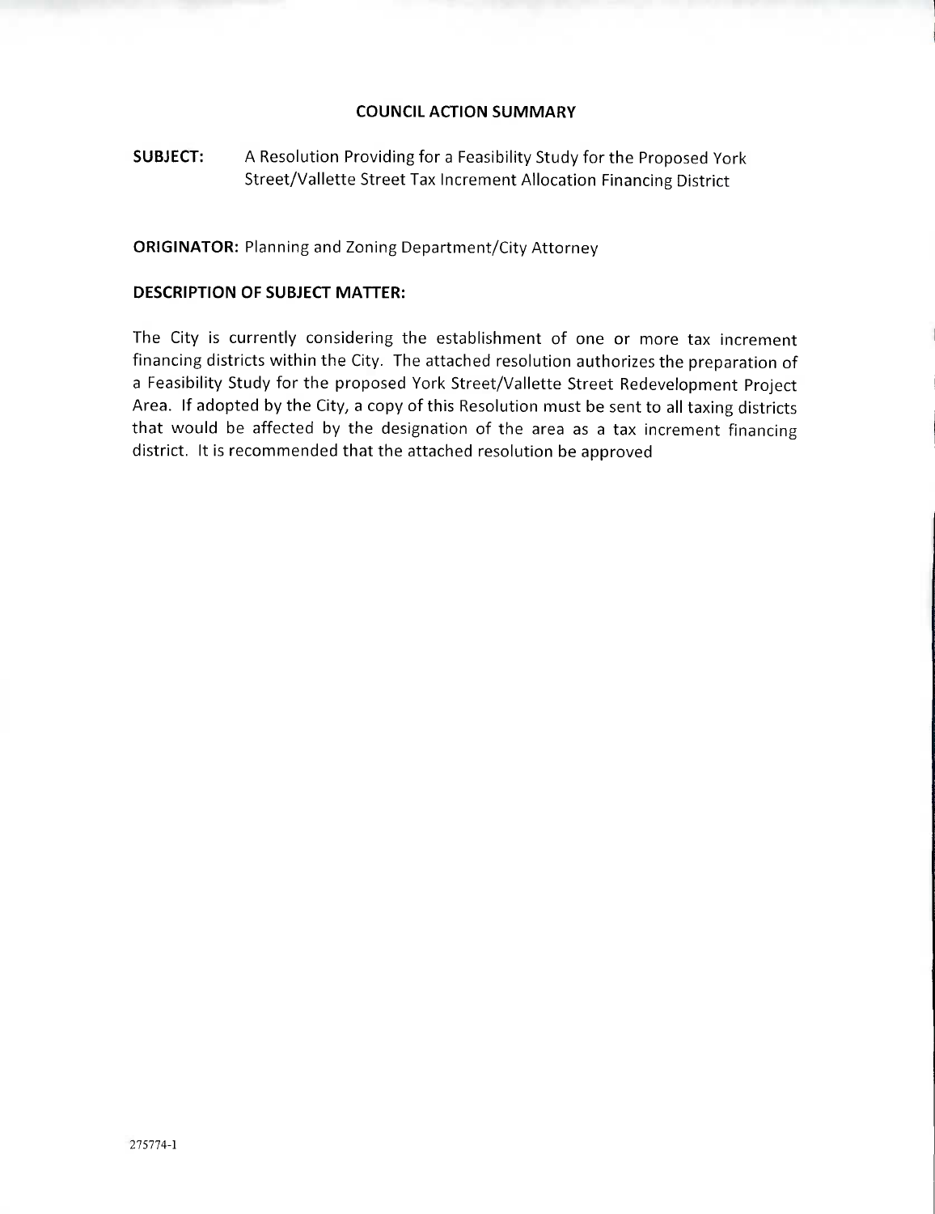# COUNCIL ACTION SUMMARY

**SUBJECT:** A Resolution Providing for a Feasibility Study for the Proposed York Street/Vallette Street Tax Increment Allocation Financing District

**ORIGINATOR:** Planning and Zoning Department/City Attorney

**DESCRIPTION OF SUBJECT MATTER:**

The City is currently considering the establishment of one or more tax increment financing districts within the City. The attached resolution authorizes the preparation of a Feasibility Study for the proposed York Street/Vallette Street Redevelopment Project Area. If adopted by the City, a copy of this Resolution must be sent to all taxing districts that would be affected by the designation of the area as a tax increment financing district. It is recommended that the attached resolution be approved

275774-1